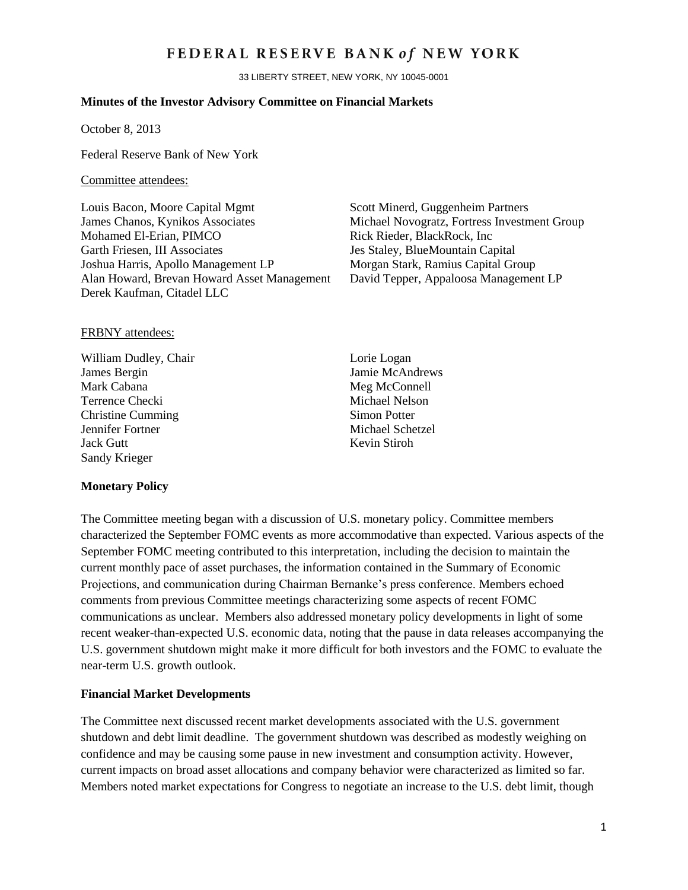# FEDERAL RESERVE BANK *of* NEW YORK

33 LIBERTY STREET, NEW YORK, NY 10045-0001

**Minutes of the Investor Advisory Committee on Financial Markets**

October 8, 2013

Federal Reserve Bank of New York

Committee attendees:

Louis Bacon, Moore Capital Mgmt
James Chanos, Kynikos Associates
Mohamed El-Erian, PIMCO
Garth Friesen, III Associates
Joshua Harris, Apollo Management LP
Alan Howard, Brevan Howard Asset Management
Derek Kaufman, Citadel LLC
Scott Minerd, Guggenheim Partners
Michael Novogratz, Fortress Investment Group
Rick Rieder, BlackRock, Inc
Jes Staley, BlueMountain Capital
Morgan Stark, Ramius Capital Group
David Tepper, Appaloosa Management LP

FRBNY attendees:

William Dudley, Chair
James Bergin
Mark Cabana
Terrence Checki
Christine Cumming
Jennifer Fortner
Jack Gutt
Sandy Krieger
Lorie Logan
Jamie McAndrews
Meg McConnell
Michael Nelson
Simon Potter
Michael Schetzel
Kevin Stiroh

**Monetary Policy**

The Committee meeting began with a discussion of U.S. monetary policy. Committee members characterized the September FOMC events as more accommodative than expected. Various aspects of the September FOMC meeting contributed to this interpretation, including the decision to maintain the current monthly pace of asset purchases, the information contained in the Summary of Economic Projections, and communication during Chairman Bernanke's press conference. Members echoed comments from previous Committee meetings characterizing some aspects of recent FOMC communications as unclear. Members also addressed monetary policy developments in light of some recent weaker-than-expected U.S. economic data, noting that the pause in data releases accompanying the U.S. government shutdown might make it more difficult for both investors and the FOMC to evaluate the near-term U.S. growth outlook.

**Financial Market Developments**

The Committee next discussed recent market developments associated with the U.S. government shutdown and debt limit deadline. The government shutdown was described as modestly weighing on confidence and may be causing some pause in new investment and consumption activity. However, current impacts on broad asset allocations and company behavior were characterized as limited so far. Members noted market expectations for Congress to negotiate an increase to the U.S. debt limit, though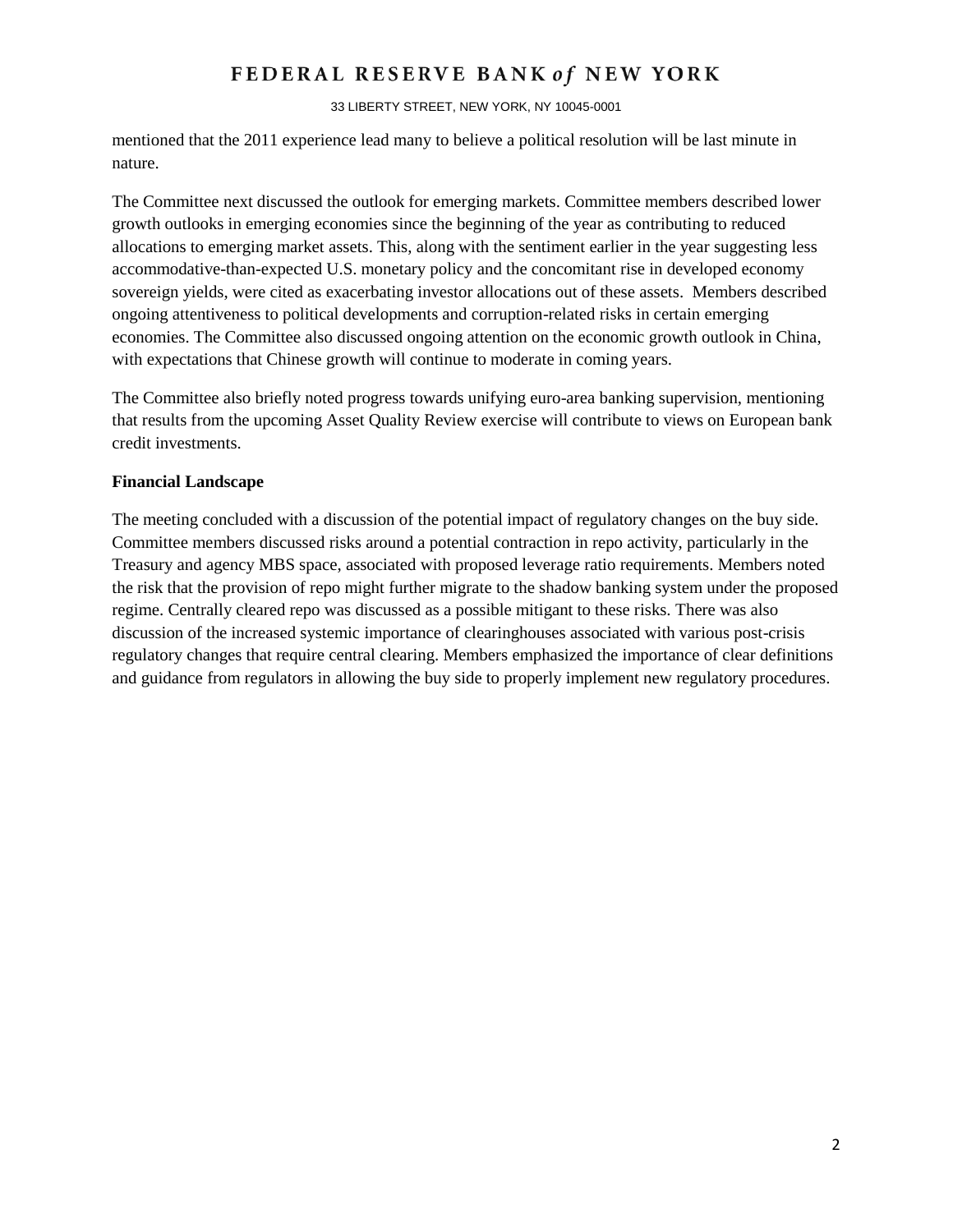mentioned that the 2011 experience lead many to believe a political resolution will be last minute in nature.

The Committee next discussed the outlook for emerging markets. Committee members described lower growth outlooks in emerging economies since the beginning of the year as contributing to reduced allocations to emerging market assets. This, along with the sentiment earlier in the year suggesting less accommodative-than-expected U.S. monetary policy and the concomitant rise in developed economy sovereign yields, were cited as exacerbating investor allocations out of these assets. Members described ongoing attentiveness to political developments and corruption-related risks in certain emerging economies. The Committee also discussed ongoing attention on the economic growth outlook in China, with expectations that Chinese growth will continue to moderate in coming years.

The Committee also briefly noted progress towards unifying euro-area banking supervision, mentioning that results from the upcoming Asset Quality Review exercise will contribute to views on European bank credit investments.

**Financial Landscape**

The meeting concluded with a discussion of the potential impact of regulatory changes on the buy side. Committee members discussed risks around a potential contraction in repo activity, particularly in the Treasury and agency MBS space, associated with proposed leverage ratio requirements. Members noted the risk that the provision of repo might further migrate to the shadow banking system under the proposed regime. Centrally cleared repo was discussed as a possible mitigant to these risks. There was also discussion of the increased systemic importance of clearinghouses associated with various post-crisis regulatory changes that require central clearing. Members emphasized the importance of clear definitions and guidance from regulators in allowing the buy side to properly implement new regulatory procedures.